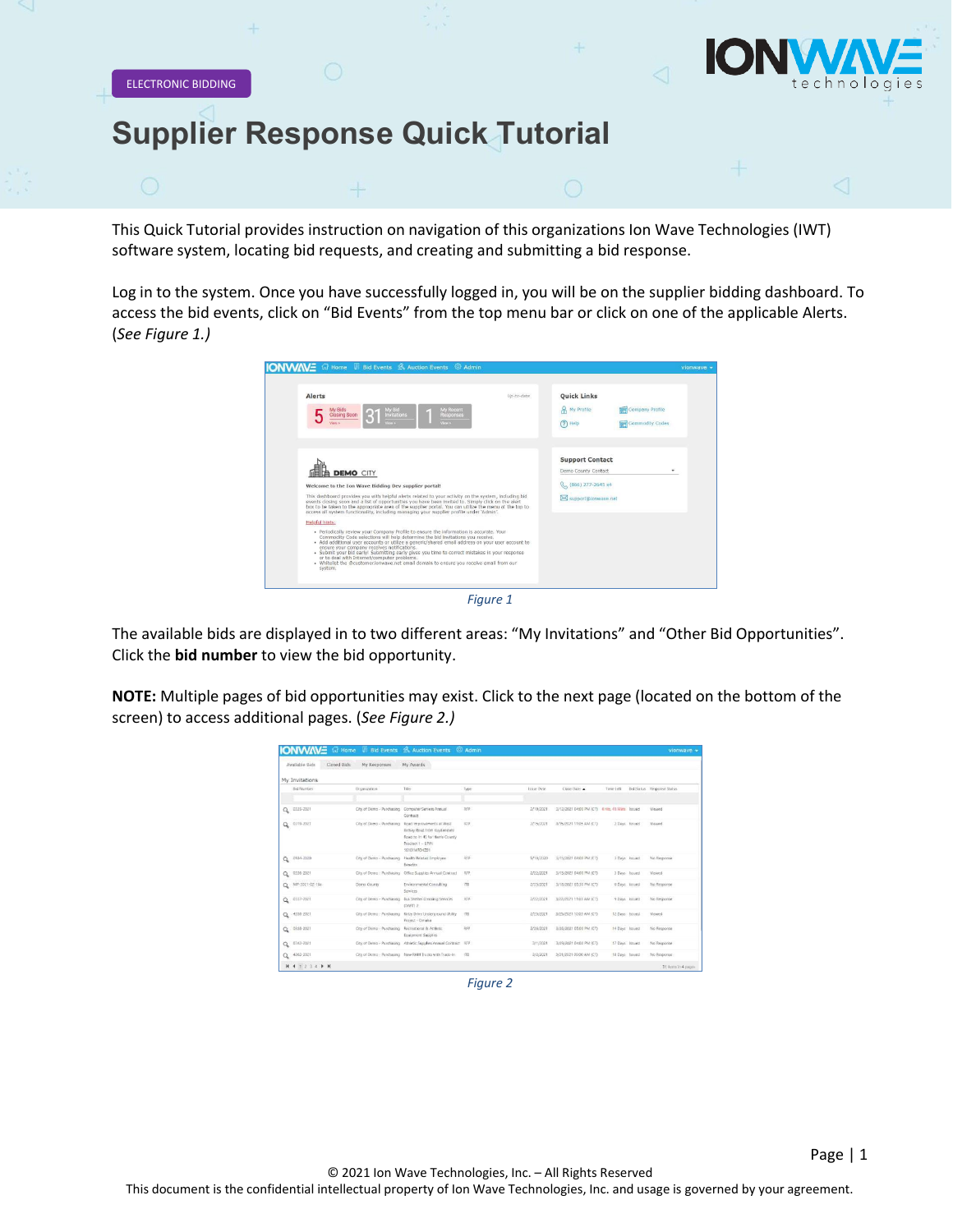ELECTRONIC BIDDING

# Supplier Response Quick Tutorial

This Quick Tutorial provides instruction on navigation of this organizations Ion Wave Technologies (IWT) software system, locating bid requests, and creating and submitting a bid response.

Log in to the system. Once you have successfully logged in, you will be on the supplier bidding dashboard. To access the bid events, click on "Bid Events" from the top menu bar or click on one of the applicable Alerts. (*See Figure 1.)*

*Figure 1*

The available bids are displayed in to two different areas: "My Invitations" and "Other Bid Opportunities". Click the **bid number** to view the bid opportunity.

**NOTE:** Multiple pages of bid opportunities may exist. Click to the next page (located on the bottom of the screen) to access additional pages. (*See Figure 2.)*

*Figure 2*

© 2021 Ion Wave Technologies, Inc. – All Rights Reserved
This document is the confidential intellectual property of Ion Wave Technologies, Inc. and usage is governed by your agreement.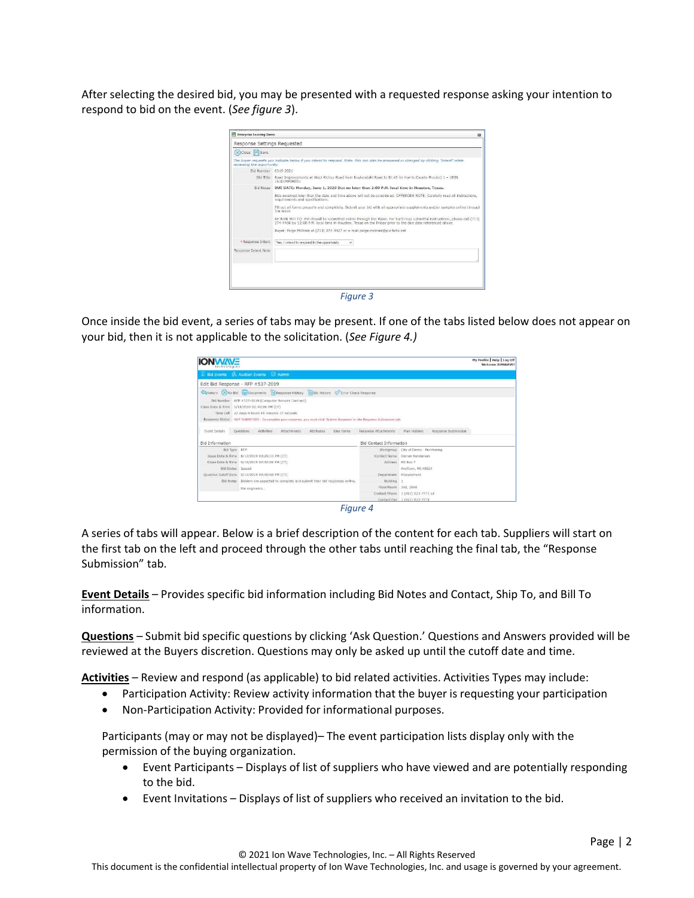After selecting the desired bid, you may be presented with a requested response asking your intention to respond to bid on the event. (*See figure 3*).

Figure 3

Once inside the bid event, a series of tabs may be present. If one of the tabs listed below does not appear on your bid, then it is not applicable to the solicitation. (*See Figure 4.)*

Figure 4

A series of tabs will appear. Below is a brief description of the content for each tab. Suppliers will start on the first tab on the left and proceed through the other tabs until reaching the final tab, the "Response Submission" tab.

**Event Details** – Provides specific bid information including Bid Notes and Contact, Ship To, and Bill To information.

**Questions** – Submit bid specific questions by clicking 'Ask Question.' Questions and Answers provided will be reviewed at the Buyers discretion. Questions may only be asked up until the cutoff date and time.

**Activities** – Review and respond (as applicable) to bid related activities. Activities Types may include:

- Participation Activity: Review activity information that the buyer is requesting your participation
- Non-Participation Activity: Provided for informational purposes.

Participants (may or may not be displayed)– The event participation lists display only with the permission of the buying organization.

- Event Participants – Displays of list of suppliers who have viewed and are potentially responding to the bid.
- Event Invitations – Displays of list of suppliers who received an invitation to the bid.

© 2021 Ion Wave Technologies, Inc. – All Rights Reserved
This document is the confidential intellectual property of Ion Wave Technologies, Inc. and usage is governed by your agreement.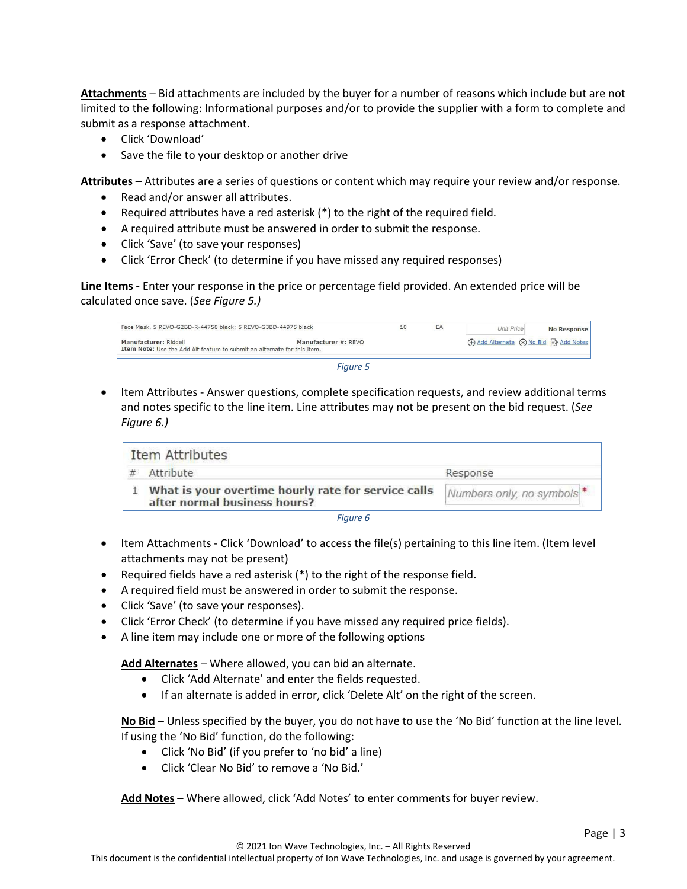**Attachments** – Bid attachments are included by the buyer for a number of reasons which include but are not limited to the following: Informational purposes and/or to provide the supplier with a form to complete and submit as a response attachment.

- Click 'Download'
- Save the file to your desktop or another drive

**Attributes** – Attributes are a series of questions or content which may require your review and/or response.

- Read and/or answer all attributes.
- Required attributes have a red asterisk (*) to the right of the required field.
- A required attribute must be answered in order to submit the response.
- Click 'Save' (to save your responses)
- Click 'Error Check' (to determine if you have missed any required responses)

**Line Items -** Enter your response in the price or percentage field provided. An extended price will be calculated once save. (*See Figure 5.)*

| Face Mask, 5 REVO-G2BD-R-44758 black; 5 REVO-G3BD-44975 black | 10 | EA | Unit Price | No Response |
|---|---|---|---|---|
| Manufacturer: Riddell Manufacturer #: REVO<br>Item Note: Use the Add Alt feature to submit an alternate for this item. | | | Add Alternate No Bid Add Notes | |

*Figure 5*

- Item Attributes - Answer questions, complete specification requests, and review additional terms and notes specific to the line item. Line attributes may not be present on the bid request. (*See Figure 6.)*

Item Attributes

| # | Attribute | Response |
|---|---|---|
| 1 | What is your overtime hourly rate for service calls after normal business hours? | Numbers only, no symbols * |

*Figure 6*

- Item Attachments - Click 'Download' to access the file(s) pertaining to this line item. (Item level attachments may not be present)
- Required fields have a red asterisk (*) to the right of the response field.
- A required field must be answered in order to submit the response.
- Click 'Save' (to save your responses).
- Click 'Error Check' (to determine if you have missed any required price fields).
- A line item may include one or more of the following options

  **Add Alternates** – Where allowed, you can bid an alternate.

  - Click 'Add Alternate' and enter the fields requested.
  - If an alternate is added in error, click 'Delete Alt' on the right of the screen.

  **No Bid** – Unless specified by the buyer, you do not have to use the 'No Bid' function at the line level. If using the 'No Bid' function, do the following:

  - Click 'No Bid' (if you prefer to 'no bid' a line)
  - Click 'Clear No Bid' to remove a 'No Bid.'

  **Add Notes** – Where allowed, click 'Add Notes' to enter comments for buyer review.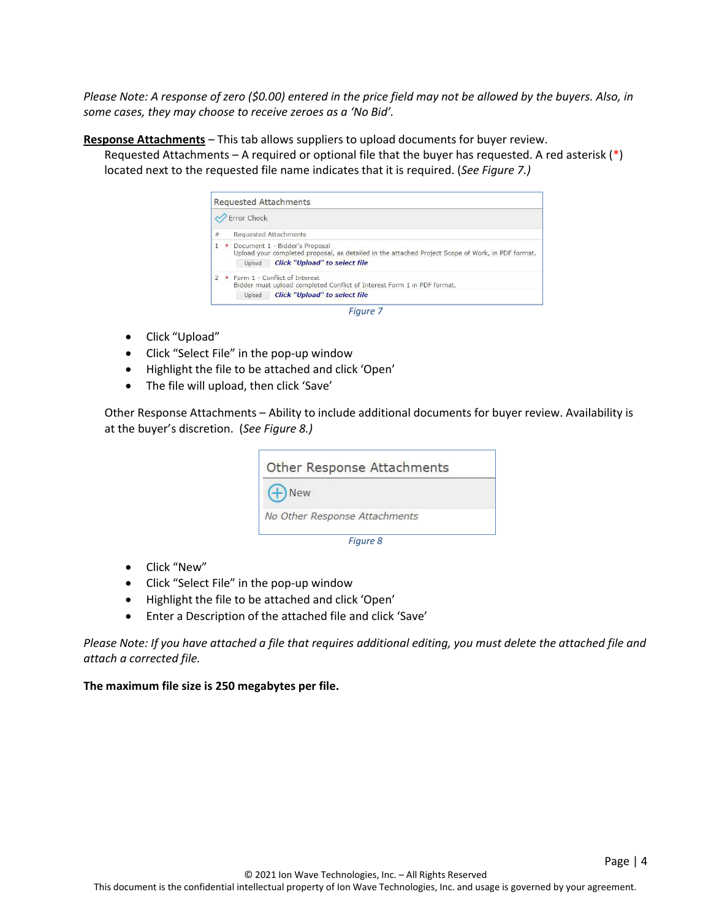*Please Note: A response of zero ($0.00) entered in the price field may not be allowed by the buyers. Also, in some cases, they may choose to receive zeroes as a 'No Bid'.*

**Response Attachments** – This tab allows suppliers to upload documents for buyer review.

Requested Attachments – A required or optional file that the buyer has requested. A red asterisk (*) located next to the requested file name indicates that it is required. (*See Figure 7.)*

Requested Attachments

Error Check

| # | | Requested Attachments |
|---|---|---|
| 1 | * | Document 1 - Bidder's Proposal<br>Upload your completed proposal, as detailed in the attached Project Scope of Work, in PDF format.<br>Upload *Click "Upload" to select file* |
| 2 | * | Form 1 - Conflict of Interest<br>Bidder must upload completed Conflict of Interest Form 1 in PDF format.<br>Upload *Click "Upload" to select file* |

*Figure 7*

- Click "Upload"
- Click "Select File" in the pop-up window
- Highlight the file to be attached and click 'Open'
- The file will upload, then click 'Save'

Other Response Attachments – Ability to include additional documents for buyer review. Availability is at the buyer's discretion. (*See Figure 8.)*

Other Response Attachments

New

*No Other Response Attachments*

*Figure 8*

- Click "New"
- Click "Select File" in the pop-up window
- Highlight the file to be attached and click 'Open'
- Enter a Description of the attached file and click 'Save'

*Please Note: If you have attached a file that requires additional editing, you must delete the attached file and attach a corrected file.*

**The maximum file size is 250 megabytes per file.**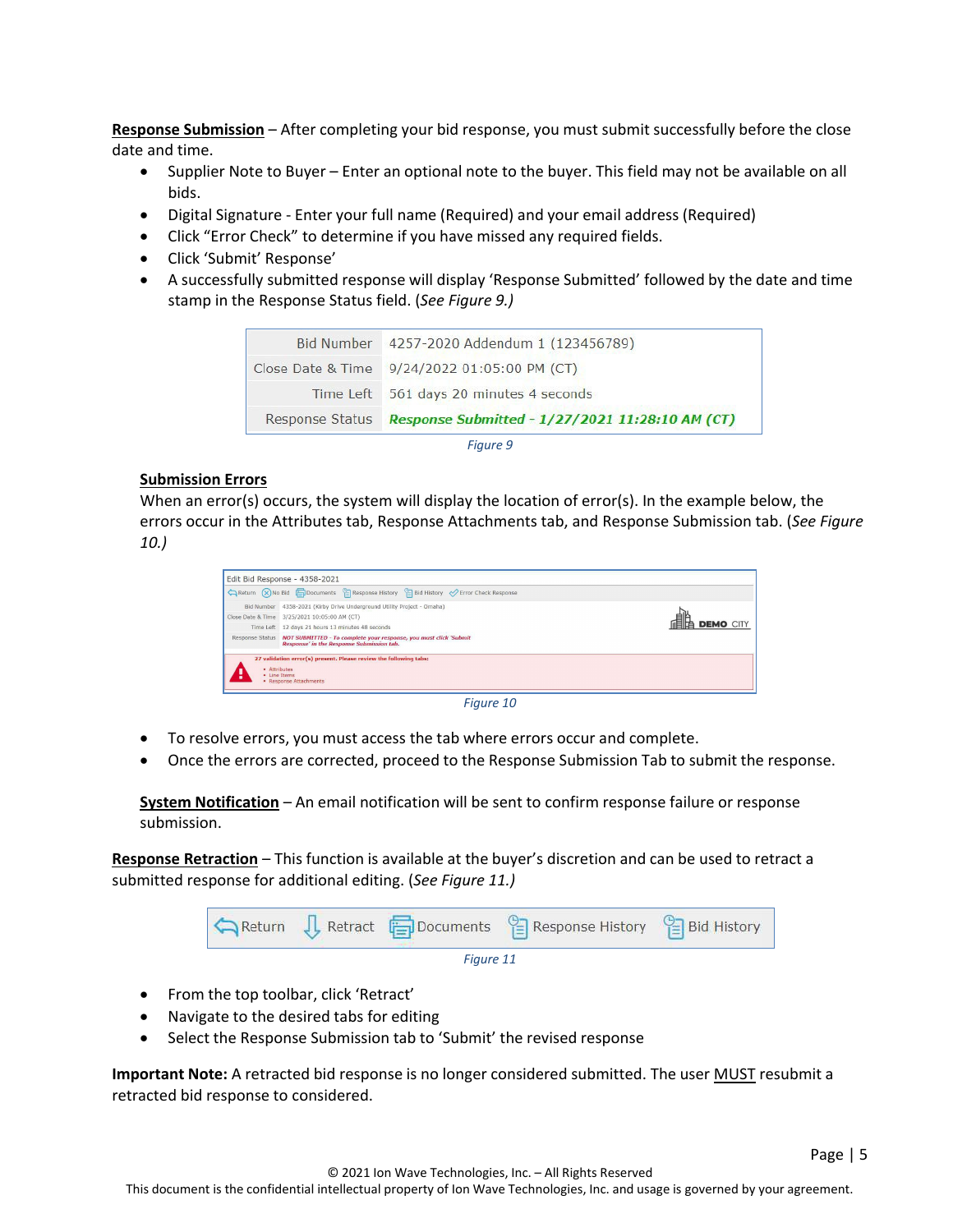**Response Submission** – After completing your bid response, you must submit successfully before the close date and time.

- Supplier Note to Buyer – Enter an optional note to the buyer. This field may not be available on all bids.
- Digital Signature - Enter your full name (Required) and your email address (Required)
- Click “Error Check” to determine if you have missed any required fields.
- Click ‘Submit’ Response’
- A successfully submitted response will display ‘Response Submitted’ followed by the date and time stamp in the Response Status field. (*See Figure 9.)*

| | |
|---|---|
| Bid Number | 4257-2020 Addendum 1 (123456789) |
| Close Date & Time | 9/24/2022 01:05:00 PM (CT) |
| Time Left | 561 days 20 minutes 4 seconds |
| Response Status | ***Response Submitted - 1/27/2021 11:28:10 AM (CT)*** |

*Figure 9*

**Submission Errors**

When an error(s) occurs, the system will display the location of error(s). In the example below, the errors occur in the Attributes tab, Response Attachments tab, and Response Submission tab. (*See Figure 10.)*

*Figure 10*

- To resolve errors, you must access the tab where errors occur and complete.
- Once the errors are corrected, proceed to the Response Submission Tab to submit the response.

**System Notification** – An email notification will be sent to confirm response failure or response submission.

**Response Retraction** – This function is available at the buyer’s discretion and can be used to retract a submitted response for additional editing. (*See Figure 11.)*

Return | Retract | Documents | Response History | Bid History

*Figure 11*

- From the top toolbar, click ‘Retract’
- Navigate to the desired tabs for editing
- Select the Response Submission tab to ‘Submit’ the revised response

**Important Note:** A retracted bid response is no longer considered submitted. The user MUST resubmit a retracted bid response to considered.

© 2021 Ion Wave Technologies, Inc. – All Rights Reserved
This document is the confidential intellectual property of Ion Wave Technologies, Inc. and usage is governed by your agreement.